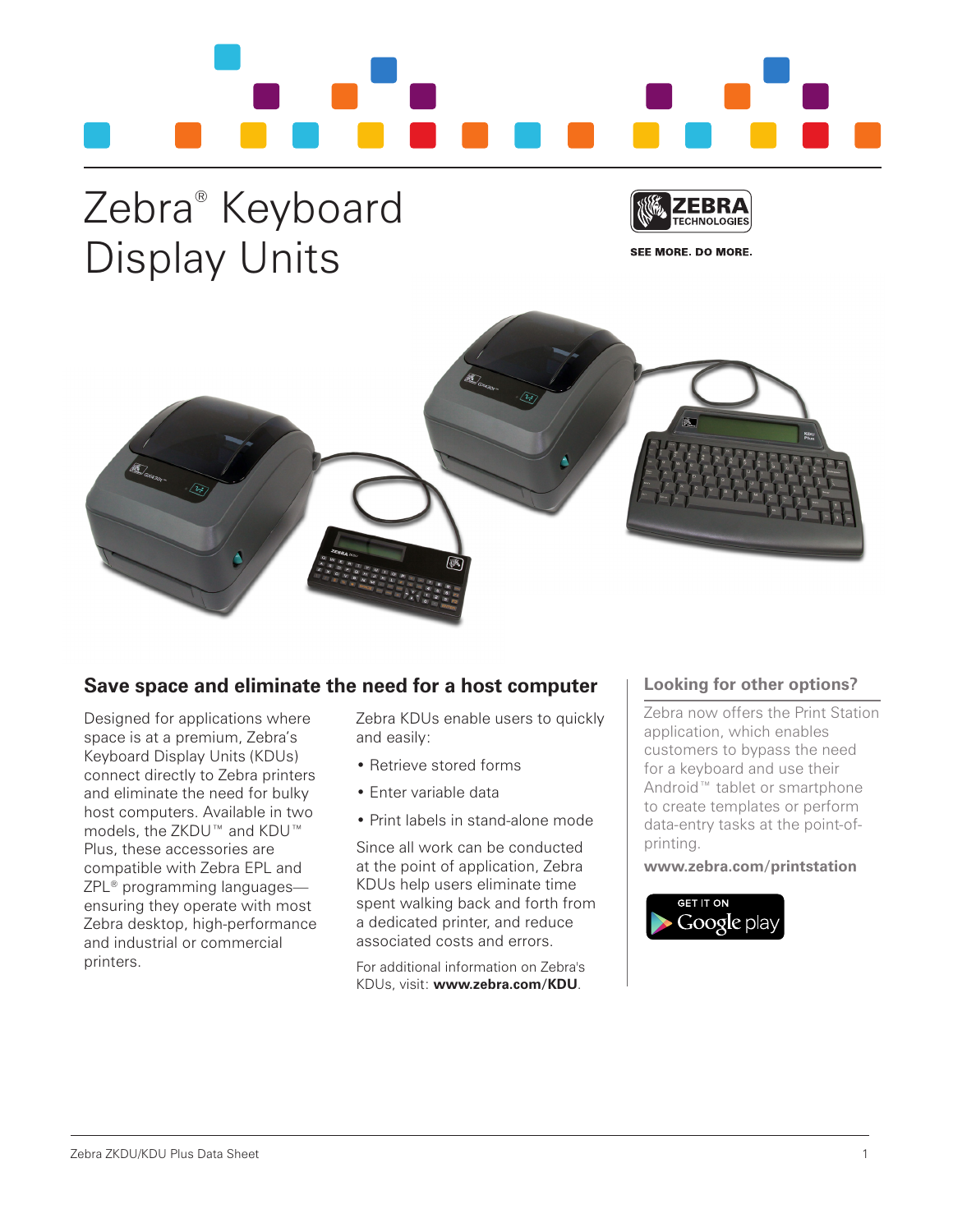# Zebra® Keyboard Display Units

ZEBRA TECHNOLOGIES

SEE MORE. DO MORE.

## Save space and eliminate the need for a host computer

Designed for applications where space is at a premium, Zebra's Keyboard Display Units (KDUs) connect directly to Zebra printers and eliminate the need for bulky host computers. Available in two models, the ZKDU™ and KDU™ Plus, these accessories are compatible with Zebra EPL and ZPL® programming languages—ensuring they operate with most Zebra desktop, high-performance and industrial or commercial printers.

Zebra KDUs enable users to quickly and easily:

- Retrieve stored forms
- Enter variable data
- Print labels in stand-alone mode

Since all work can be conducted at the point of application, Zebra KDUs help users eliminate time spent walking back and forth from a dedicated printer, and reduce associated costs and errors.

For additional information on Zebra's KDUs, visit: **www.zebra.com/KDU**.

### Looking for other options?

Zebra now offers the Print Station application, which enables customers to bypass the need for a keyboard and use their Android™ tablet or smartphone to create templates or perform data-entry tasks at the point-of-printing.

**www.zebra.com/printstation**

GET IT ON Google play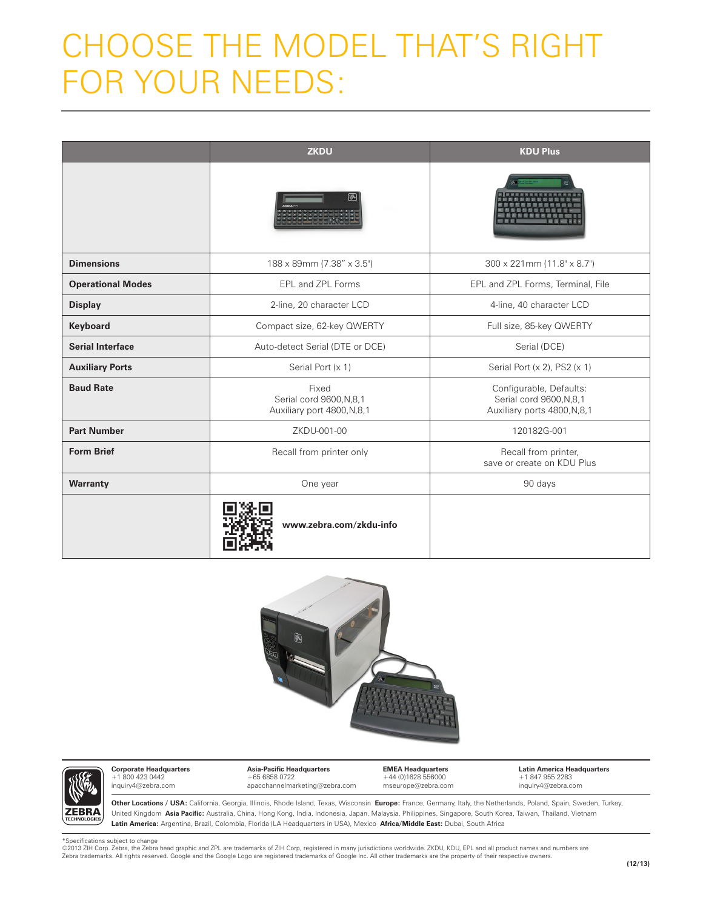# CHOOSE THE MODEL THAT'S RIGHT FOR YOUR NEEDS:

| | ZKDU | KDU Plus |
|---|---|---|
| | | |
| **Dimensions** | 188 x 89mm (7.38" x 3.5") | 300 x 221mm (11.8" x 8.7") |
| **Operational Modes** | EPL and ZPL Forms | EPL and ZPL Forms, Terminal, File |
| **Display** | 2-line, 20 character LCD | 4-line, 40 character LCD |
| **Keyboard** | Compact size, 62-key QWERTY | Full size, 85-key QWERTY |
| **Serial Interface** | Auto-detect Serial (DTE or DCE) | Serial (DCE) |
| **Auxiliary Ports** | Serial Port (x 1) | Serial Port (x 2), PS2 (x 1) |
| **Baud Rate** | Fixed<br>Serial cord 9600,N,8,1<br>Auxiliary port 4800,N,8,1 | Configurable, Defaults:<br>Serial cord 9600,N,8,1<br>Auxiliary ports 4800,N,8,1 |
| **Part Number** | ZKDU-001-00 | 120182G-001 |
| **Form Brief** | Recall from printer only | Recall from printer,<br>save or create on KDU Plus |
| **Warranty** | One year | 90 days |
| | **www.zebra.com/zkdu-info** | |

**Corporate Headquarters**
+1 800 423 0442
inquiry4@zebra.com

**Asia-Pacific Headquarters**
+65 6858 0722
apacchannelmarketing@zebra.com

**EMEA Headquarters**
+44 (0)1628 556000
mseurope@zebra.com

**Latin America Headquarters**
+1 847 955 2283
inquiry4@zebra.com

**Other Locations / USA:** California, Georgia, Illinois, Rhode Island, Texas, Wisconsin **Europe:** France, Germany, Italy, the Netherlands, Poland, Spain, Sweden, Turkey, United Kingdom **Asia Pacific:** Australia, China, Hong Kong, India, Indonesia, Japan, Malaysia, Philippines, Singapore, South Korea, Taiwan, Thailand, Vietnam **Latin America:** Argentina, Brazil, Colombia, Florida (LA Headquarters in USA), Mexico **Africa/Middle East:** Dubai, South Africa

*Specifications subject to change
©2013 ZIH Corp. Zebra, the Zebra head graphic and ZPL are trademarks of ZIH Corp, registered in many jurisdictions worldwide. ZKDU, KDU, EPL and all product names and numbers are Zebra trademarks. All rights reserved. Google and the Google Logo are registered trademarks of Google Inc. All other trademarks are the property of their respective owners.

(12/13)